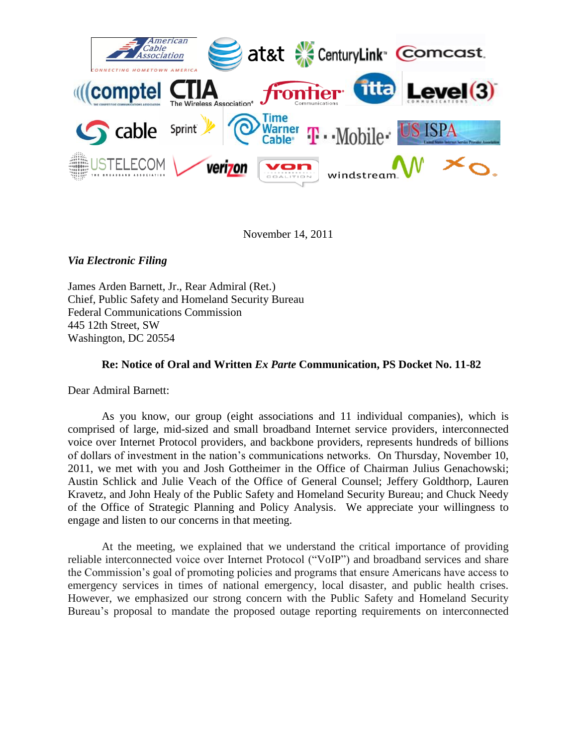November 14, 2011

***Via Electronic Filing***

James Arden Barnett, Jr., Rear Admiral (Ret.)
Chief, Public Safety and Homeland Security Bureau
Federal Communications Commission
445 12th Street, SW
Washington, DC 20554

**Re: Notice of Oral and Written *Ex Parte* Communication, PS Docket No. 11-82**

Dear Admiral Barnett:

As you know, our group (eight associations and 11 individual companies), which is comprised of large, mid-sized and small broadband Internet service providers, interconnected voice over Internet Protocol providers, and backbone providers, represents hundreds of billions of dollars of investment in the nation's communications networks. On Thursday, November 10, 2011, we met with you and Josh Gottheimer in the Office of Chairman Julius Genachowski; Austin Schlick and Julie Veach of the Office of General Counsel; Jeffery Goldthorp, Lauren Kravetz, and John Healy of the Public Safety and Homeland Security Bureau; and Chuck Needy of the Office of Strategic Planning and Policy Analysis. We appreciate your willingness to engage and listen to our concerns in that meeting.

At the meeting, we explained that we understand the critical importance of providing reliable interconnected voice over Internet Protocol ("VoIP") and broadband services and share the Commission's goal of promoting policies and programs that ensure Americans have access to emergency services in times of national emergency, local disaster, and public health crises. However, we emphasized our strong concern with the Public Safety and Homeland Security Bureau's proposal to mandate the proposed outage reporting requirements on interconnected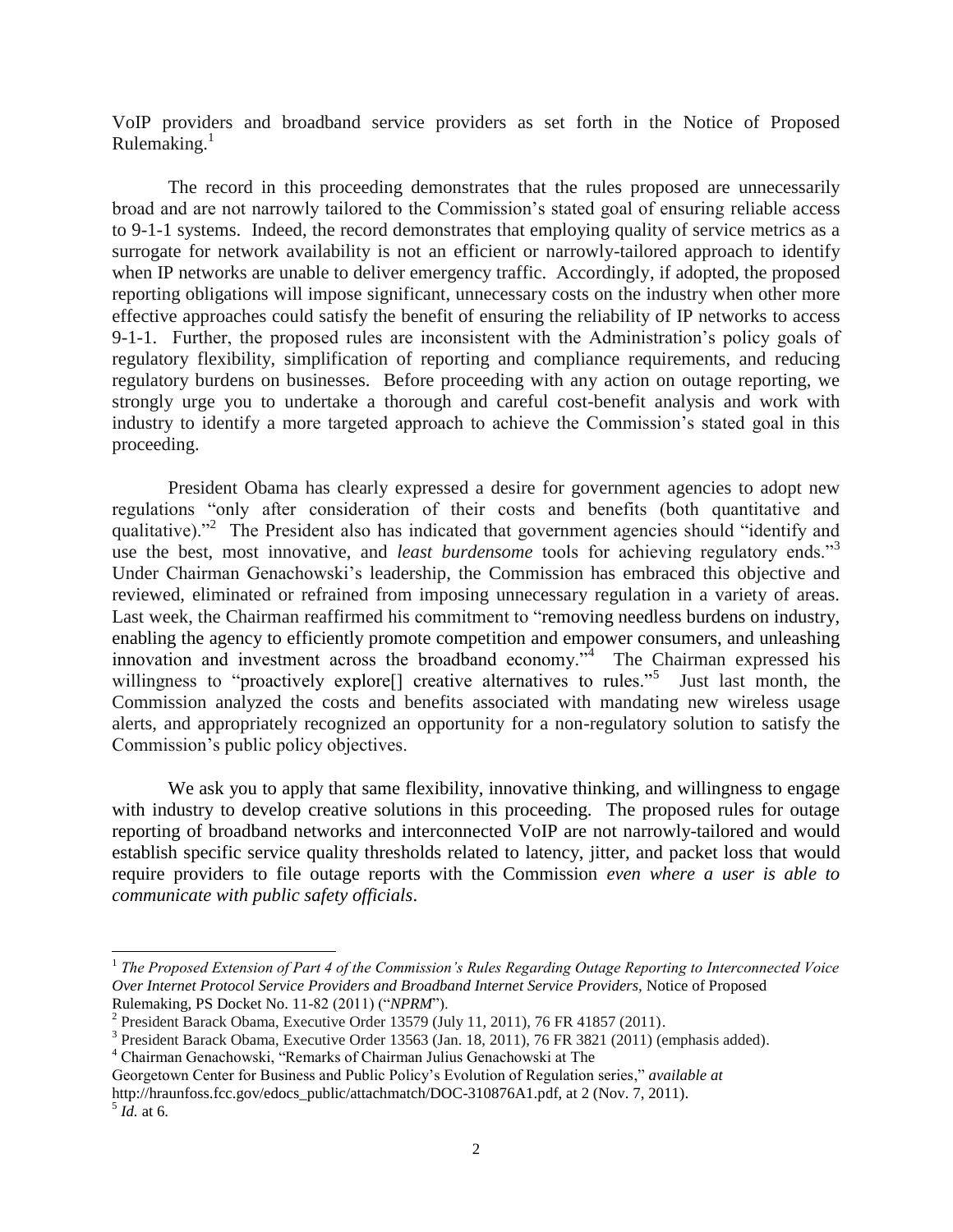VoIP providers and broadband service providers as set forth in the Notice of Proposed Rulemaking.[1]

The record in this proceeding demonstrates that the rules proposed are unnecessarily broad and are not narrowly tailored to the Commission's stated goal of ensuring reliable access to 9-1-1 systems. Indeed, the record demonstrates that employing quality of service metrics as a surrogate for network availability is not an efficient or narrowly-tailored approach to identify when IP networks are unable to deliver emergency traffic. Accordingly, if adopted, the proposed reporting obligations will impose significant, unnecessary costs on the industry when other more effective approaches could satisfy the benefit of ensuring the reliability of IP networks to access 9-1-1. Further, the proposed rules are inconsistent with the Administration's policy goals of regulatory flexibility, simplification of reporting and compliance requirements, and reducing regulatory burdens on businesses. Before proceeding with any action on outage reporting, we strongly urge you to undertake a thorough and careful cost-benefit analysis and work with industry to identify a more targeted approach to achieve the Commission's stated goal in this proceeding.

President Obama has clearly expressed a desire for government agencies to adopt new regulations "only after consideration of their costs and benefits (both quantitative and qualitative)."[2] The President also has indicated that government agencies should "identify and use the best, most innovative, and *least burdensome* tools for achieving regulatory ends."[3] Under Chairman Genachowski's leadership, the Commission has embraced this objective and reviewed, eliminated or refrained from imposing unnecessary regulation in a variety of areas. Last week, the Chairman reaffirmed his commitment to "removing needless burdens on industry, enabling the agency to efficiently promote competition and empower consumers, and unleashing innovation and investment across the broadband economy."[4] The Chairman expressed his willingness to "proactively explore[] creative alternatives to rules."[5] Just last month, the Commission analyzed the costs and benefits associated with mandating new wireless usage alerts, and appropriately recognized an opportunity for a non-regulatory solution to satisfy the Commission's public policy objectives.

We ask you to apply that same flexibility, innovative thinking, and willingness to engage with industry to develop creative solutions in this proceeding. The proposed rules for outage reporting of broadband networks and interconnected VoIP are not narrowly-tailored and would establish specific service quality thresholds related to latency, jitter, and packet loss that would require providers to file outage reports with the Commission *even where a user is able to communicate with public safety officials*.

---

[1] *The Proposed Extension of Part 4 of the Commission's Rules Regarding Outage Reporting to Interconnected Voice Over Internet Protocol Service Providers and Broadband Internet Service Providers,* Notice of Proposed Rulemaking, PS Docket No. 11-82 (2011) ("*NPRM*").

[2] President Barack Obama, Executive Order 13579 (July 11, 2011), 76 FR 41857 (2011).

[3] President Barack Obama, Executive Order 13563 (Jan. 18, 2011), 76 FR 3821 (2011) (emphasis added).

[4] Chairman Genachowski, "Remarks of Chairman Julius Genachowski at The Georgetown Center for Business and Public Policy's Evolution of Regulation series," *available at* http://hraunfoss.fcc.gov/edocs_public/attachmatch/DOC-310876A1.pdf, at 2 (Nov. 7, 2011).

[5] *Id.* at 6.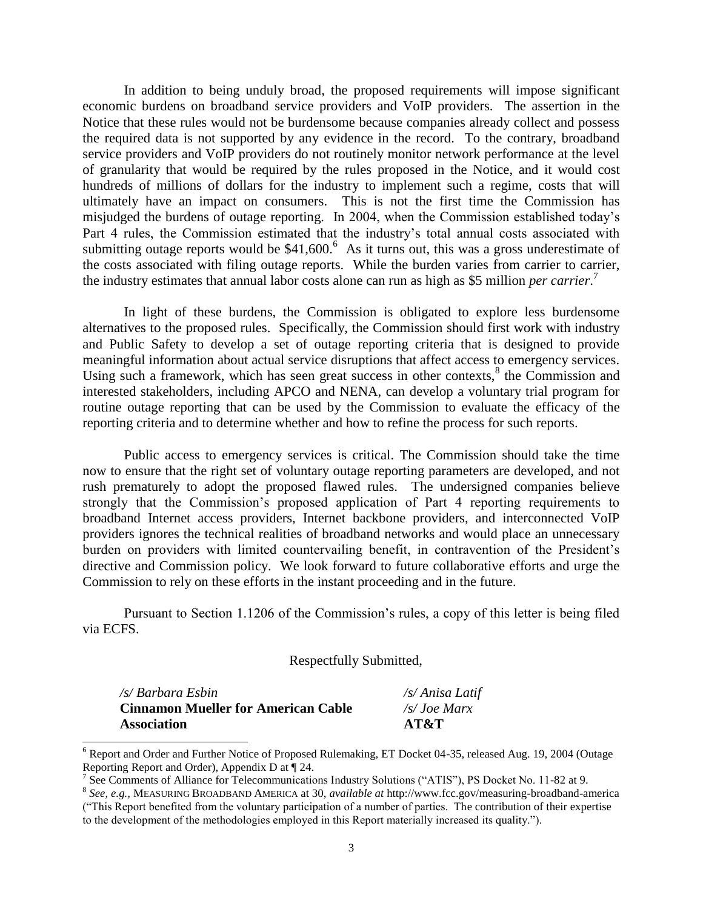In addition to being unduly broad, the proposed requirements will impose significant economic burdens on broadband service providers and VoIP providers. The assertion in the Notice that these rules would not be burdensome because companies already collect and possess the required data is not supported by any evidence in the record. To the contrary, broadband service providers and VoIP providers do not routinely monitor network performance at the level of granularity that would be required by the rules proposed in the Notice, and it would cost hundreds of millions of dollars for the industry to implement such a regime, costs that will ultimately have an impact on consumers. This is not the first time the Commission has misjudged the burdens of outage reporting. In 2004, when the Commission established today's Part 4 rules, the Commission estimated that the industry's total annual costs associated with submitting outage reports would be $41,600.[6] As it turns out, this was a gross underestimate of the costs associated with filing outage reports. While the burden varies from carrier to carrier, the industry estimates that annual labor costs alone can run as high as $5 million *per carrier*.[7]

In light of these burdens, the Commission is obligated to explore less burdensome alternatives to the proposed rules. Specifically, the Commission should first work with industry and Public Safety to develop a set of outage reporting criteria that is designed to provide meaningful information about actual service disruptions that affect access to emergency services. Using such a framework, which has seen great success in other contexts,[8] the Commission and interested stakeholders, including APCO and NENA, can develop a voluntary trial program for routine outage reporting that can be used by the Commission to evaluate the efficacy of the reporting criteria and to determine whether and how to refine the process for such reports.

Public access to emergency services is critical. The Commission should take the time now to ensure that the right set of voluntary outage reporting parameters are developed, and not rush prematurely to adopt the proposed flawed rules. The undersigned companies believe strongly that the Commission's proposed application of Part 4 reporting requirements to broadband Internet access providers, Internet backbone providers, and interconnected VoIP providers ignores the technical realities of broadband networks and would place an unnecessary burden on providers with limited countervailing benefit, in contravention of the President's directive and Commission policy. We look forward to future collaborative efforts and urge the Commission to rely on these efforts in the instant proceeding and in the future.

Pursuant to Section 1.1206 of the Commission's rules, a copy of this letter is being filed via ECFS.

Respectfully Submitted,

*/s/ Barbara Esbin*
**Cinnamon Mueller for American Cable Association**

*/s/ Anisa Latif*
*/s/ Joe Marx*
**AT&T**

---

[6] Report and Order and Further Notice of Proposed Rulemaking, ET Docket 04-35, released Aug. 19, 2004 (Outage Reporting Report and Order), Appendix D at ¶ 24.

[7] See Comments of Alliance for Telecommunications Industry Solutions ("ATIS"), PS Docket No. 11-82 at 9.

[8] *See, e.g.*, MEASURING BROADBAND AMERICA at 30, *available at* http://www.fcc.gov/measuring-broadband-america ("This Report benefited from the voluntary participation of a number of parties. The contribution of their expertise to the development of the methodologies employed in this Report materially increased its quality.").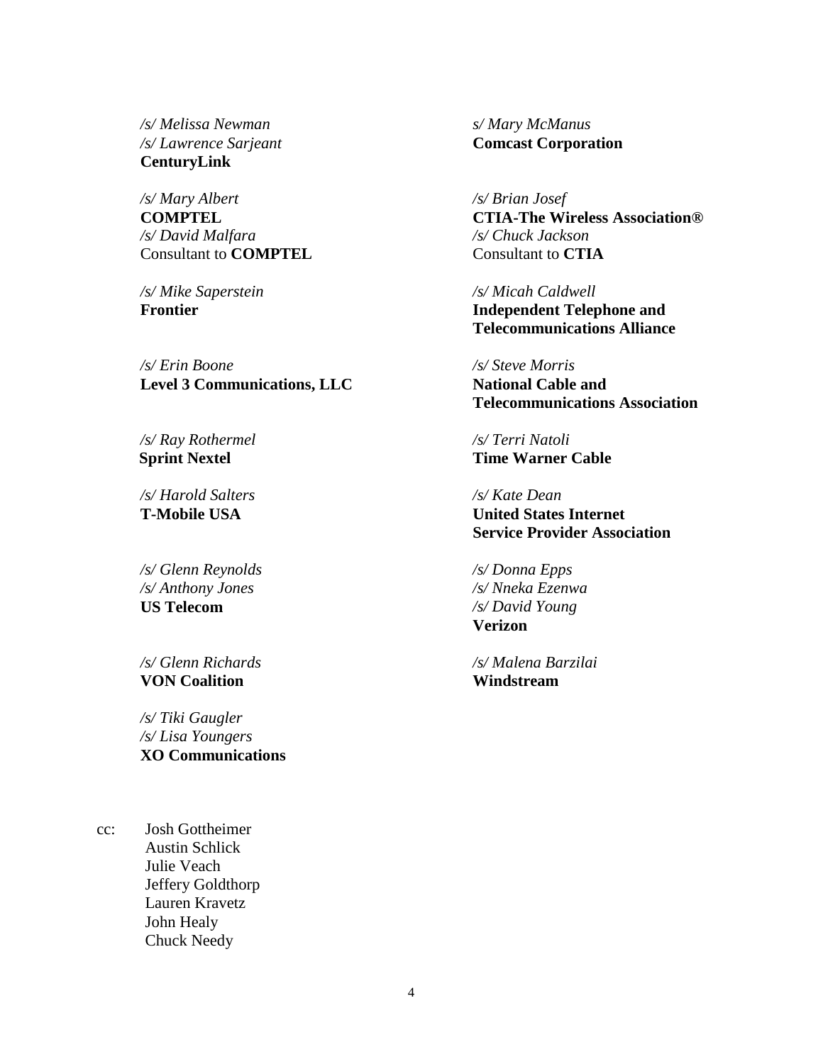*/s/ Melissa Newman*
*/s/ Lawrence Sarjeant*
**CenturyLink**

*s/ Mary McManus*
**Comcast Corporation**

*/s/ Mary Albert*
**COMPTEL**
*/s/ David Malfara*
Consultant to **COMPTEL**

*/s/ Brian Josef*
**CTIA-The Wireless Association®**
*/s/ Chuck Jackson*
Consultant to **CTIA**

*/s/ Mike Saperstein*
**Frontier**

*/s/ Micah Caldwell*
**Independent Telephone and Telecommunications Alliance**

*/s/ Erin Boone*
**Level 3 Communications, LLC**

*/s/ Steve Morris*
**National Cable and Telecommunications Association**

*/s/ Ray Rothermel*
**Sprint Nextel**

*/s/ Terri Natoli*
**Time Warner Cable**

*/s/ Harold Salters*
**T-Mobile USA**

*/s/ Kate Dean*
**United States Internet Service Provider Association**

*/s/ Glenn Reynolds*
*/s/ Anthony Jones*
**US Telecom**

*/s/ Donna Epps*
*/s/ Nneka Ezenwa*
*/s/ David Young*
**Verizon**

*/s/ Glenn Richards*
**VON Coalition**

*/s/ Malena Barzilai*
**Windstream**

*/s/ Tiki Gaugler*
*/s/ Lisa Youngers*
**XO Communications**

cc: Josh Gottheimer
Austin Schlick
Julie Veach
Jeffery Goldthorp
Lauren Kravetz
John Healy
Chuck Needy